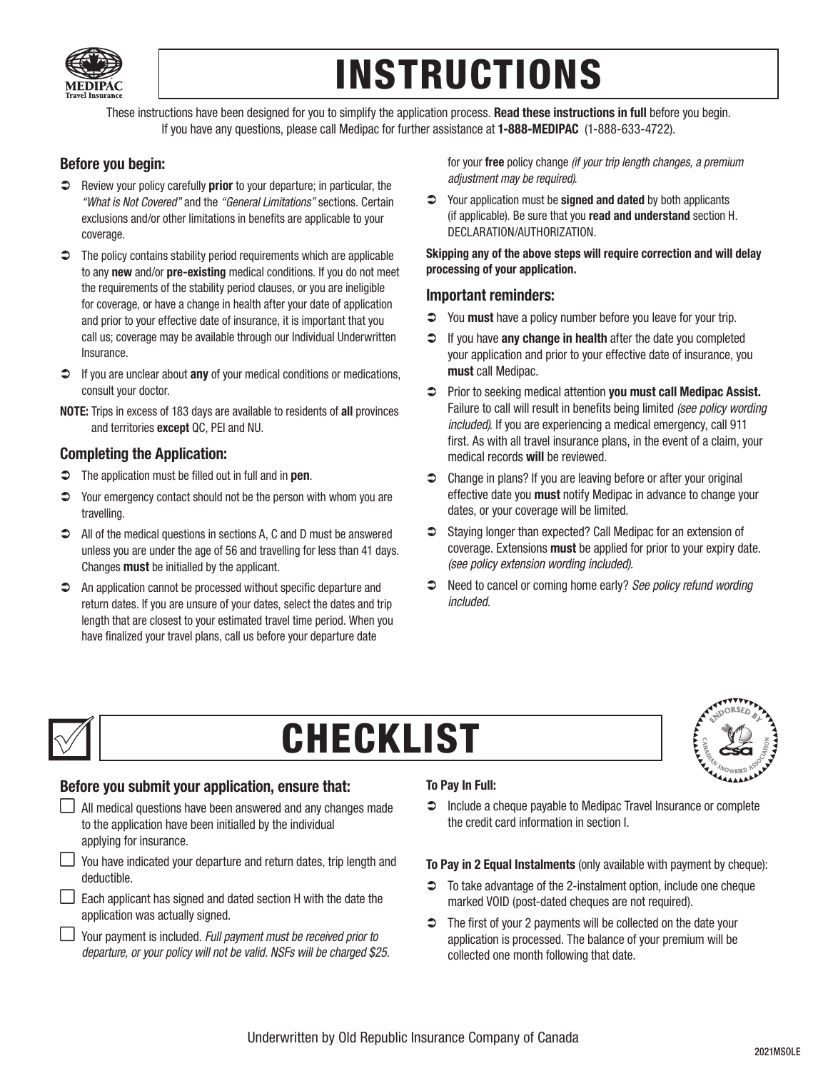# INSTRUCTIONS

These instructions have been designed for you to simplify the application process. **Read these instructions in full** before you begin. If you have any questions, please call Medipac for further assistance at **1-888-MEDIPAC** (1-888-633-4722).

### Before you begin:

- Review your policy carefully **prior** to your departure; in particular, the *"What is Not Covered"* and the *"General Limitations"* sections. Certain exclusions and/or other limitations in benefits are applicable to your coverage.
- The policy contains stability period requirements which are applicable to any **new** and/or **pre-existing** medical conditions. If you do not meet the requirements of the stability period clauses, or you are ineligible for coverage, or have a change in health after your date of application and prior to your effective date of insurance, it is important that you call us; coverage may be available through our Individual Underwritten Insurance.
- If you are unclear about **any** of your medical conditions or medications, consult your doctor.

**NOTE:** Trips in excess of 183 days are available to residents of **all** provinces and territories **except** QC, PEI and NU.

### Completing the Application:

- The application must be filled out in full and in **pen**.
- Your emergency contact should not be the person with whom you are travelling.
- All of the medical questions in sections A, C and D must be answered unless you are under the age of 56 and travelling for less than 41 days. Changes **must** be initialled by the applicant.
- An application cannot be processed without specific departure and return dates. If you are unsure of your dates, select the dates and trip length that are closest to your estimated travel time period. When you have finalized your travel plans, call us before your departure date for your **free** policy change *(if your trip length changes, a premium adjustment may be required)*.
- Your application must be **signed and dated** by both applicants (if applicable). Be sure that you **read and understand** section H. DECLARATION/AUTHORIZATION.

**Skipping any of the above steps will require correction and will delay processing of your application.**

### Important reminders:

- You **must** have a policy number before you leave for your trip.
- If you have **any change in health** after the date you completed your application and prior to your effective date of insurance, you **must** call Medipac.
- Prior to seeking medical attention **you must call Medipac Assist.** Failure to call will result in benefits being limited *(see policy wording included).* If you are experiencing a medical emergency, call 911 first. As with all travel insurance plans, in the event of a claim, your medical records **will** be reviewed.
- Change in plans? If you are leaving before or after your original effective date you **must** notify Medipac in advance to change your dates, or your coverage will be limited.
- Staying longer than expected? Call Medipac for an extension of coverage. Extensions **must** be applied for prior to your expiry date. *(see policy extension wording included).*
- Need to cancel or coming home early? *See policy refund wording included.*

# CHECKLIST

### Before you submit your application, ensure that:

- ☐ All medical questions have been answered and any changes made to the application have been initialled by the individual applying for insurance.
- ☐ You have indicated your departure and return dates, trip length and deductible.
- ☐ Each applicant has signed and dated section H with the date the application was actually signed.
- ☐ Your payment is included. *Full payment must be received prior to departure, or your policy will not be valid. NSFs will be charged $25.*

**To Pay In Full:**

- Include a cheque payable to Medipac Travel Insurance or complete the credit card information in section I.

**To Pay in 2 Equal Instalments** (only available with payment by cheque):

- To take advantage of the 2-instalment option, include one cheque marked VOID (post-dated cheques are not required).
- The first of your 2 payments will be collected on the date your application is processed. The balance of your premium will be collected one month following that date.

Underwritten by Old Republic Insurance Company of Canada

2021MSOLE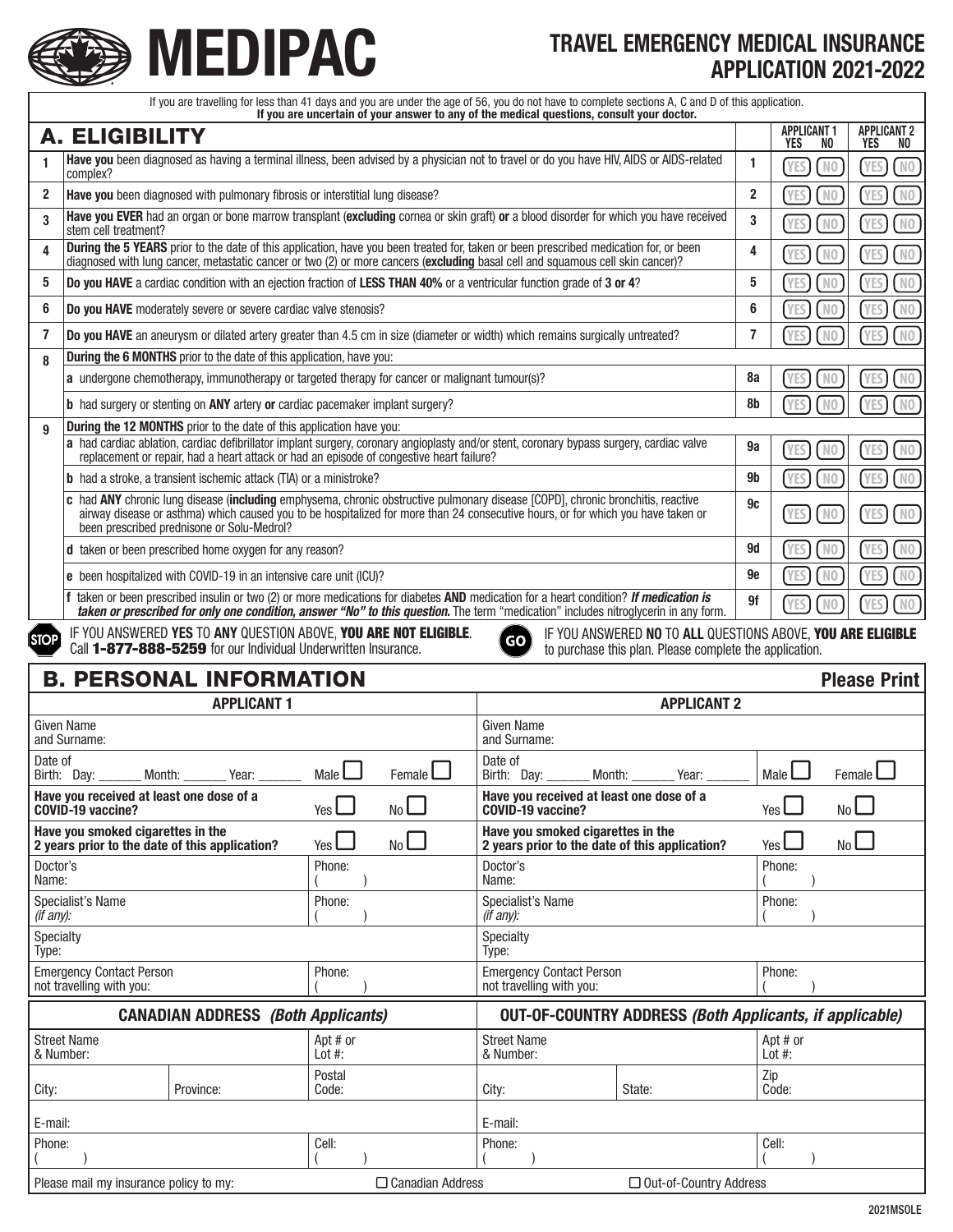# MEDIPAC

## TRAVEL EMERGENCY MEDICAL INSURANCE APPLICATION 2021-2022

If you are travelling for less than 41 days and you are under the age of 56, you do not have to complete sections A, C and D of this application.
**If you are uncertain of your answer to any of the medical questions, consult your doctor.**

## A. ELIGIBILITY

| | | | APPLICANT 1 YES NO | APPLICANT 2 YES NO |
|---|---|---|---|---|
| 1 | **Have you** been diagnosed as having a terminal illness, been advised by a physician not to travel or do you have HIV, AIDS or AIDS-related complex? | 1 | YES NO | YES NO |
| 2 | **Have you** been diagnosed with pulmonary fibrosis or interstitial lung disease? | 2 | YES NO | YES NO |
| 3 | **Have you EVER** had an organ or bone marrow transplant (**excluding** cornea or skin graft) **or** a blood disorder for which you have received stem cell treatment? | 3 | YES NO | YES NO |
| 4 | **During the 5 YEARS** prior to the date of this application, have you been treated for, taken or been prescribed medication for, or been diagnosed with lung cancer, metastatic cancer or two (2) or more cancers (**excluding** basal cell and squamous cell skin cancer)? | 4 | YES NO | YES NO |
| 5 | **Do you HAVE** a cardiac condition with an ejection fraction of **LESS THAN 40%** or a ventricular function grade of **3 or 4**? | 5 | YES NO | YES NO |
| 6 | **Do you HAVE** moderately severe or severe cardiac valve stenosis? | 6 | YES NO | YES NO |
| 7 | **Do you HAVE** an aneurysm or dilated artery greater than 4.5 cm in size (diameter or width) which remains surgically untreated? | 7 | YES NO | YES NO |
| 8 | **During the 6 MONTHS** prior to the date of this application, have you: | | | |
| | **a** undergone chemotherapy, immunotherapy or targeted therapy for cancer or malignant tumour(s)? | 8a | YES NO | YES NO |
| | **b** had surgery or stenting on **ANY** artery **or** cardiac pacemaker implant surgery? | 8b | YES NO | YES NO |
| 9 | **During the 12 MONTHS** prior to the date of this application have you: | | | |
| | **a** had cardiac ablation, cardiac defibrillator implant surgery, coronary angioplasty and/or stent, coronary bypass surgery, cardiac valve replacement or repair, had a heart attack or had an episode of congestive heart failure? | 9a | YES NO | YES NO |
| | **b** had a stroke, a transient ischemic attack (TIA) or a ministroke? | 9b | YES NO | YES NO |
| | **c** had **ANY** chronic lung disease (**including** emphysema, chronic obstructive pulmonary disease [COPD], chronic bronchitis, reactive airway disease or asthma) which caused you to be hospitalized for more than 24 consecutive hours, or for which you have taken or been prescribed prednisone or Solu-Medrol? | 9c | YES NO | YES NO |
| | **d** taken or been prescribed home oxygen for any reason? | 9d | YES NO | YES NO |
| | **e** been hospitalized with COVID-19 in an intensive care unit (ICU)? | 9e | YES NO | YES NO |
| | **f** taken or been prescribed insulin or two (2) or more medications for diabetes **AND** medication for a heart condition? ***If medication is taken or prescribed for only one condition, answer "No" to this question.*** The term "medication" includes nitroglycerin in any form. | 9f | YES NO | YES NO |

**STOP** IF YOU ANSWERED **YES** TO **ANY** QUESTION ABOVE, **YOU ARE NOT ELIGIBLE**. Call **1-877-888-5259** for our Individual Underwritten Insurance.

**GO** IF YOU ANSWERED **NO** TO **ALL** QUESTIONS ABOVE, **YOU ARE ELIGIBLE** to purchase this plan. Please complete the application.

## B. PERSONAL INFORMATION

**Please Print**

| APPLICANT 1 | | APPLICANT 2 | |
|---|---|---|---|
| Given Name and Surname: | | Given Name and Surname: | |
| Date of Birth: Day: ______ Month: ______ Year: ______ | Male ☐ Female ☐ | Date of Birth: Day: ______ Month: ______ Year: ______ | Male ☐ Female ☐ |
| **Have you received at least one dose of a COVID-19 vaccine?** | Yes ☐ No ☐ | **Have you received at least one dose of a COVID-19 vaccine?** | Yes ☐ No ☐ |
| **Have you smoked cigarettes in the 2 years prior to the date of this application?** | Yes ☐ No ☐ | **Have you smoked cigarettes in the 2 years prior to the date of this application?** | Yes ☐ No ☐ |
| Doctor's Name: | Phone: ( ) | Doctor's Name: | Phone: ( ) |
| Specialist's Name *(if any):* | Phone: ( ) | Specialist's Name *(if any):* | Phone: ( ) |
| Specialty Type: | | Specialty Type: | |
| Emergency Contact Person not travelling with you: | Phone: ( ) | Emergency Contact Person not travelling with you: | Phone: ( ) |

| **CANADIAN ADDRESS** *(Both Applicants)* | | | **OUT-OF-COUNTRY ADDRESS** *(Both Applicants, if applicable)* | | |
|---|---|---|---|---|---|
| Street Name & Number: | | Apt # or Lot #: | Street Name & Number: | | Apt # or Lot #: |
| City: | Province: | Postal Code: | City: | State: | Zip Code: |
| E-mail: | | | E-mail: | | |
| Phone: ( ) | | Cell: ( ) | Phone: ( ) | | Cell: ( ) |

Please mail my insurance policy to my: ☐ Canadian Address ☐ Out-of-Country Address

2021MSOLE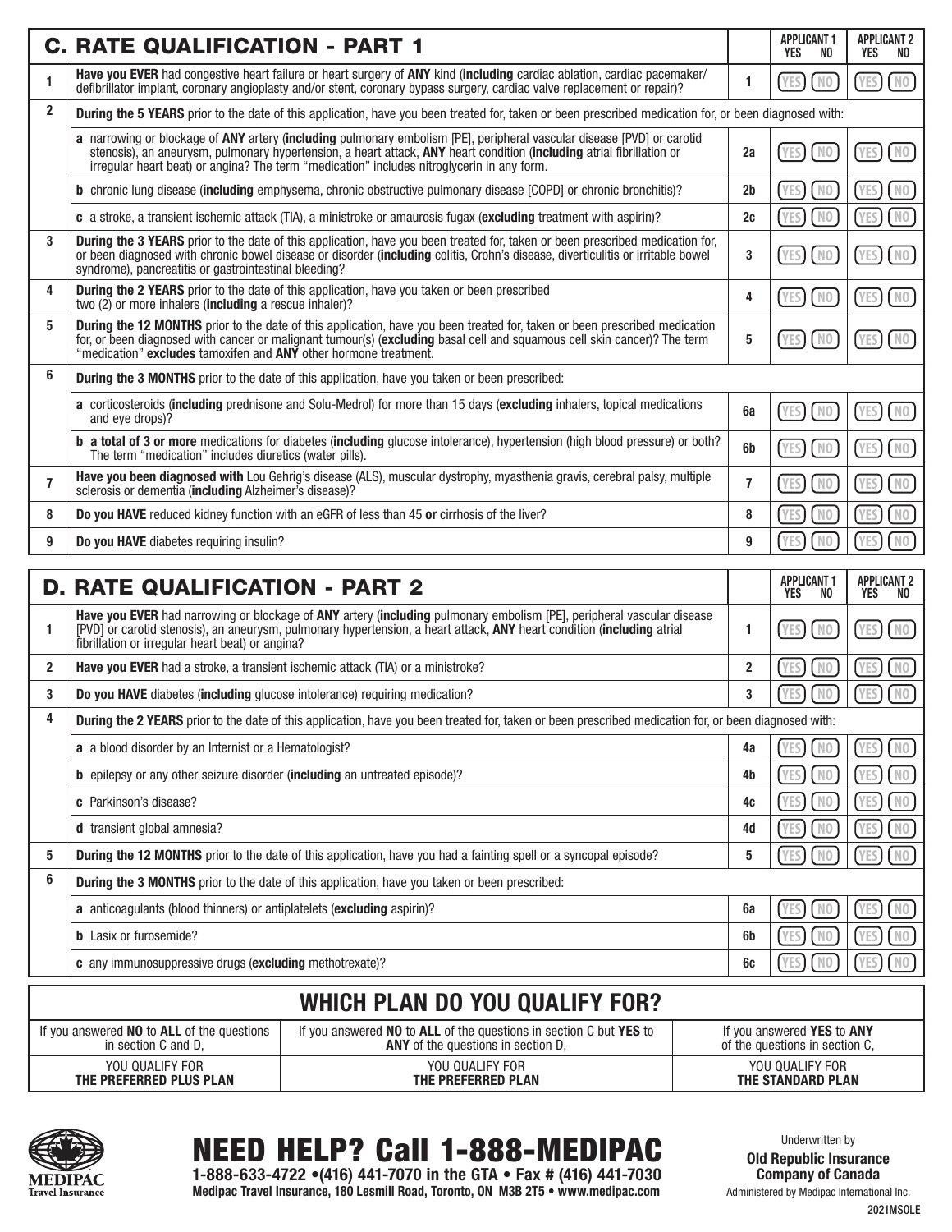## C. RATE QUALIFICATION - PART 1

| | | | APPLICANT 1 YES NO | APPLICANT 2 YES NO |
|---|---|---|---|---|
| 1 | **Have you EVER** had congestive heart failure or heart surgery of **ANY** kind (**including** cardiac ablation, cardiac pacemaker/defibrillator implant, coronary angioplasty and/or stent, coronary bypass surgery, cardiac valve replacement or repair)? | 1 | YES NO | YES NO |
| 2 | **During the 5 YEARS** prior to the date of this application, have you been treated for, taken or been prescribed medication for, or been diagnosed with: | | | |
| | **a** narrowing or blockage of **ANY** artery (**including** pulmonary embolism [PE], peripheral vascular disease [PVD] or carotid stenosis), an aneurysm, pulmonary hypertension, a heart attack, **ANY** heart condition (**including** atrial fibrillation or irregular heart beat) or angina? The term "medication" includes nitroglycerin in any form. | 2a | YES NO | YES NO |
| | **b** chronic lung disease (**including** emphysema, chronic obstructive pulmonary disease [COPD] or chronic bronchitis)? | 2b | YES NO | YES NO |
| | **c** a stroke, a transient ischemic attack (TIA), a ministroke or amaurosis fugax (**excluding** treatment with aspirin)? | 2c | YES NO | YES NO |
| 3 | **During the 3 YEARS** prior to the date of this application, have you been treated for, taken or been prescribed medication for, or been diagnosed with chronic bowel disease or disorder (**including** colitis, Crohn's disease, diverticulitis or irritable bowel syndrome), pancreatitis or gastrointestinal bleeding? | 3 | YES NO | YES NO |
| 4 | **During the 2 YEARS** prior to the date of this application, have you taken or been prescribed two (2) or more inhalers (**including** a rescue inhaler)? | 4 | YES NO | YES NO |
| 5 | **During the 12 MONTHS** prior to the date of this application, have you been treated for, taken or been prescribed medication for, or been diagnosed with cancer or malignant tumour(s) (**excluding** basal cell and squamous cell skin cancer)? The term "medication" **excludes** tamoxifen and **ANY** other hormone treatment. | 5 | YES NO | YES NO |
| 6 | **During the 3 MONTHS** prior to the date of this application, have you taken or been prescribed: | | | |
| | **a** corticosteroids (**including** prednisone and Solu-Medrol) for more than 15 days (**excluding** inhalers, topical medications and eye drops)? | 6a | YES NO | YES NO |
| | **b a total of 3 or more** medications for diabetes (**including** glucose intolerance), hypertension (high blood pressure) or both? The term "medication" includes diuretics (water pills). | 6b | YES NO | YES NO |
| 7 | **Have you been diagnosed with** Lou Gehrig's disease (ALS), muscular dystrophy, myasthenia gravis, cerebral palsy, multiple sclerosis or dementia (**including** Alzheimer's disease)? | 7 | YES NO | YES NO |
| 8 | **Do you HAVE** reduced kidney function with an eGFR of less than 45 **or** cirrhosis of the liver? | 8 | YES NO | YES NO |
| 9 | **Do you HAVE** diabetes requiring insulin? | 9 | YES NO | YES NO |

## D. RATE QUALIFICATION - PART 2

| | | | APPLICANT 1 YES NO | APPLICANT 2 YES NO |
|---|---|---|---|---|
| 1 | **Have you EVER** had narrowing or blockage of **ANY** artery (**including** pulmonary embolism [PE], peripheral vascular disease [PVD] or carotid stenosis), an aneurysm, pulmonary hypertension, a heart attack, **ANY** heart condition (**including** atrial fibrillation or irregular heart beat) or angina? | 1 | YES NO | YES NO |
| 2 | **Have you EVER** had a stroke, a transient ischemic attack (TIA) or a ministroke? | 2 | YES NO | YES NO |
| 3 | **Do you HAVE** diabetes (**including** glucose intolerance) requiring medication? | 3 | YES NO | YES NO |
| 4 | **During the 2 YEARS** prior to the date of this application, have you been treated for, taken or been prescribed medication for, or been diagnosed with: | | | |
| | **a** a blood disorder by an Internist or a Hematologist? | 4a | YES NO | YES NO |
| | **b** epilepsy or any other seizure disorder (**including** an untreated episode)? | 4b | YES NO | YES NO |
| | **c** Parkinson's disease? | 4c | YES NO | YES NO |
| | **d** transient global amnesia? | 4d | YES NO | YES NO |
| 5 | **During the 12 MONTHS** prior to the date of this application, have you had a fainting spell or a syncopal episode? | 5 | YES NO | YES NO |
| 6 | **During the 3 MONTHS** prior to the date of this application, have you taken or been prescribed: | | | |
| | **a** anticoagulants (blood thinners) or antiplatelets (**excluding** aspirin)? | 6a | YES NO | YES NO |
| | **b** Lasix or furosemide? | 6b | YES NO | YES NO |
| | **c** any immunosuppressive drugs (**excluding** methotrexate)? | 6c | YES NO | YES NO |

## WHICH PLAN DO YOU QUALIFY FOR?

| If you answered **NO** to **ALL** of the questions in section C and D, | If you answered **NO** to **ALL** of the questions in section C but **YES** to **ANY** of the questions in section D, | If you answered **YES** to **ANY** of the questions in section C, |
|---|---|---|
| YOU QUALIFY FOR **THE PREFERRED PLUS PLAN** | YOU QUALIFY FOR **THE PREFERRED PLAN** | YOU QUALIFY FOR **THE STANDARD PLAN** |

MEDIPAC Travel Insurance

# NEED HELP? Call 1-888-MEDIPAC

**1-888-633-4722 •(416) 441-7070 in the GTA • Fax # (416) 441-7030**
**Medipac Travel Insurance, 180 Lesmill Road, Toronto, ON M3B 2T5 • www.medipac.com**

Underwritten by
**Old Republic Insurance Company of Canada**
Administered by Medipac International Inc.

2021MSOLE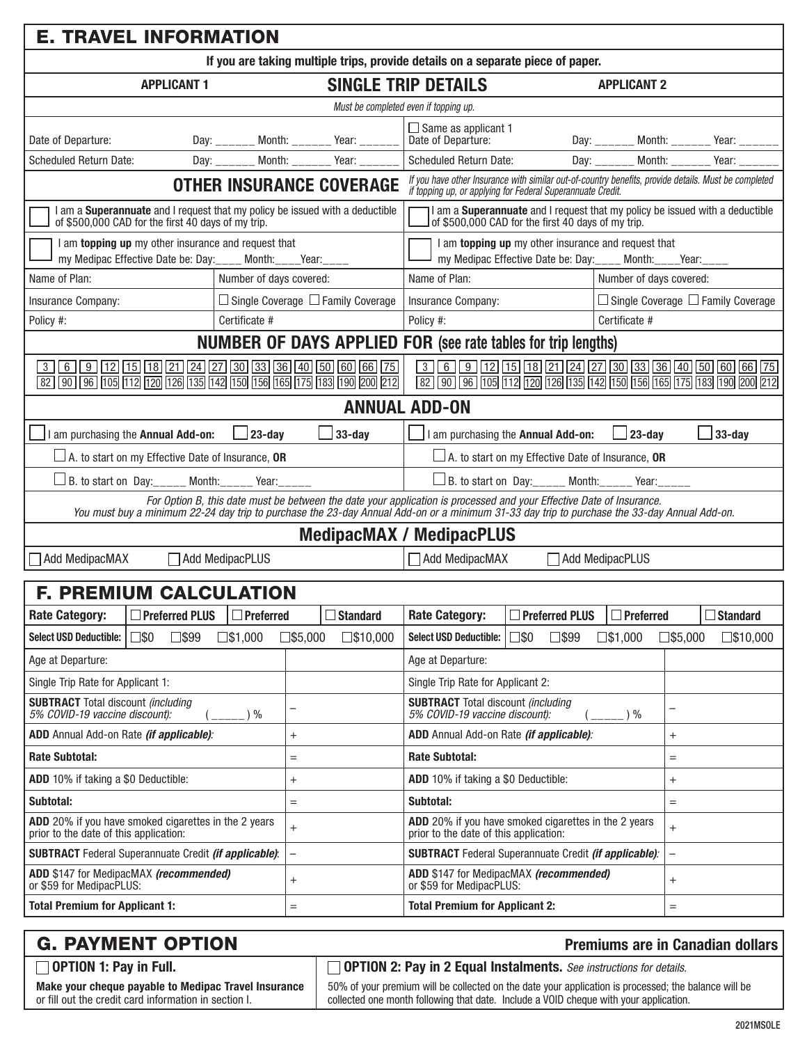## E. TRAVEL INFORMATION

**If you are taking multiple trips, provide details on a separate piece of paper.**

### SINGLE TRIP DETAILS

*Must be completed even if topping up.*

| APPLICANT 1 | | APPLICANT 2 | |
|---|---|---|---|
| Date of Departure: | Day: ______ Month: ______ Year: ______ | ☐ Same as applicant 1 Date of Departure: | Day: ______ Month: ______ Year: ______ |
| Scheduled Return Date: | Day: ______ Month: ______ Year: ______ | Scheduled Return Date: | Day: ______ Month: ______ Year: ______ |

### OTHER INSURANCE COVERAGE

*If you have other Insurance with similar out-of-country benefits, provide details. Must be completed if topping up, or applying for Federal Superannuate Credit.*

| APPLICANT 1 | | APPLICANT 2 | |
|---|---|---|---|
| ☐ I am a **Superannuate** and I request that my policy be issued with a deductible of $500,000 CAD for the first 40 days of my trip. | | ☐ I am a **Superannuate** and I request that my policy be issued with a deductible of $500,000 CAD for the first 40 days of my trip. | |
| ☐ I am **topping up** my other insurance and request that my Medipac Effective Date be: Day:____ Month:____Year:____ | | ☐ I am **topping up** my other insurance and request that my Medipac Effective Date be: Day:____ Month:____Year:____ | |
| Name of Plan: | Number of days covered: | Name of Plan: | Number of days covered: |
| Insurance Company: | ☐ Single Coverage ☐ Family Coverage | Insurance Company: | ☐ Single Coverage ☐ Family Coverage |
| Policy #: | Certificate # | Policy #: | Certificate # |

### NUMBER OF DAYS APPLIED FOR (see rate tables for trip lengths)

Applicant 1: ☐ 3 ☐ 6 ☐ 9 ☐ 12 ☐ 15 ☐ 18 ☐ 21 ☐ 24 ☐ 27 ☐ 30 ☐ 33 ☐ 36 ☐ 40 ☐ 50 ☐ 60 ☐ 66 ☐ 75 ☐ 82 ☐ 90 ☐ 96 ☐ 105 ☐ 112 ☐ 120 ☐ 126 ☐ 135 ☐ 142 ☐ 150 ☐ 156 ☐ 165 ☐ 175 ☐ 183 ☐ 190 ☐ 200 ☐ 212

Applicant 2: ☐ 3 ☐ 6 ☐ 9 ☐ 12 ☐ 15 ☐ 18 ☐ 21 ☐ 24 ☐ 27 ☐ 30 ☐ 33 ☐ 36 ☐ 40 ☐ 50 ☐ 60 ☐ 66 ☐ 75 ☐ 82 ☐ 90 ☐ 96 ☐ 105 ☐ 112 ☐ 120 ☐ 126 ☐ 135 ☐ 142 ☐ 150 ☐ 156 ☐ 165 ☐ 175 ☐ 183 ☐ 190 ☐ 200 ☐ 212

### ANNUAL ADD-ON

| APPLICANT 1 | APPLICANT 2 |
|---|---|
| ☐ I am purchasing the **Annual Add-on:** ☐ **23-day** ☐ **33-day** | ☐ I am purchasing the **Annual Add-on:** ☐ **23-day** ☐ **33-day** |
| ☐ A. to start on my Effective Date of Insurance, **OR** | ☐ A. to start on my Effective Date of Insurance, **OR** |
| ☐ B. to start on Day:_____ Month:_____ Year:_____ | ☐ B. to start on Day:_____ Month:_____ Year:_____ |

*For Option B, this date must be between the date your application is processed and your Effective Date of Insurance. You must buy a minimum 22-24 day trip to purchase the 23-day Annual Add-on or a minimum 31-33 day trip to purchase the 33-day Annual Add-on.*

### MedipacMAX / MedipacPLUS

| APPLICANT 1 | APPLICANT 2 |
|---|---|
| ☐ Add MedipacMAX ☐ Add MedipacPLUS | ☐ Add MedipacMAX ☐ Add MedipacPLUS |

## F. PREMIUM CALCULATION

| APPLICANT 1 | | APPLICANT 2 | |
|---|---|---|---|
| **Rate Category:** ☐ Preferred PLUS ☐ Preferred ☐ Standard | | **Rate Category:** ☐ Preferred PLUS ☐ Preferred ☐ Standard | |
| **Select USD Deductible:** ☐$0 ☐$99 ☐$1,000 ☐$5,000 ☐$10,000 | | **Select USD Deductible:** ☐$0 ☐$99 ☐$1,000 ☐$5,000 ☐$10,000 | |
| Age at Departure: | | Age at Departure: | |
| Single Trip Rate for Applicant 1: | | Single Trip Rate for Applicant 2: | |
| **SUBTRACT** Total discount *(including 5% COVID-19 vaccine discount):* ( _____ ) % | – | **SUBTRACT** Total discount *(including 5% COVID-19 vaccine discount):* ( _____ ) % | – |
| **ADD** Annual Add-on Rate ***(if applicable)****:* | + | **ADD** Annual Add-on Rate ***(if applicable)****:* | + |
| **Rate Subtotal:** | = | **Rate Subtotal:** | = |
| **ADD** 10% if taking a $0 Deductible: | + | **ADD** 10% if taking a $0 Deductible: | + |
| **Subtotal:** | = | **Subtotal:** | = |
| **ADD** 20% if you have smoked cigarettes in the 2 years prior to the date of this application: | + | **ADD** 20% if you have smoked cigarettes in the 2 years prior to the date of this application: | + |
| **SUBTRACT** Federal Superannuate Credit ***(if applicable)****:* | – | **SUBTRACT** Federal Superannuate Credit ***(if applicable)****:* | – |
| **ADD** $147 for MedipacMAX ***(recommended)*** or $59 for MedipacPLUS: | + | **ADD** $147 for MedipacMAX ***(recommended)*** or $59 for MedipacPLUS: | + |
| **Total Premium for Applicant 1:** | = | **Total Premium for Applicant 2:** | = |

## G. PAYMENT OPTION

**Premiums are in Canadian dollars**

| ☐ **OPTION 1: Pay in Full.** | ☐ **OPTION 2: Pay in 2 Equal Instalments.** *See instructions for details.* |
|---|---|
| **Make your cheque payable to Medipac Travel Insurance** or fill out the credit card information in section I. | 50% of your premium will be collected on the date your application is processed; the balance will be collected one month following that date. Include a VOID cheque with your application. |

2021MSOLE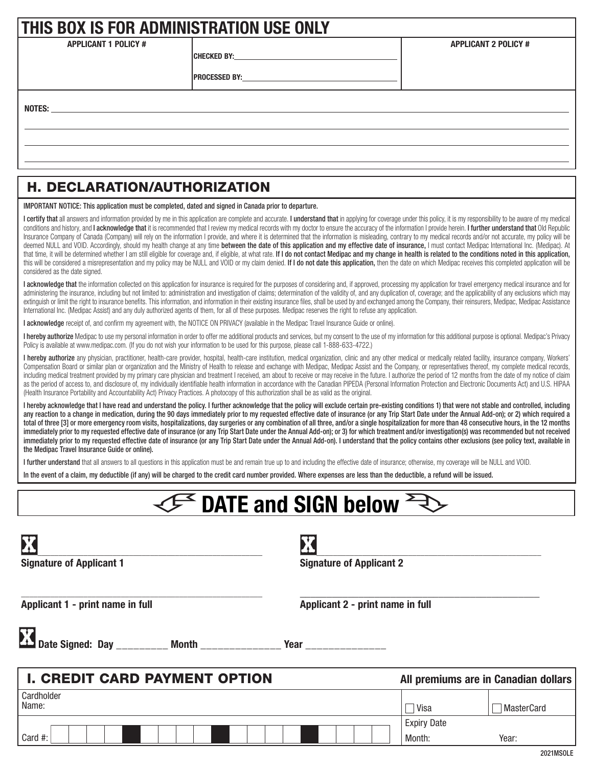## THIS BOX IS FOR ADMINISTRATION USE ONLY

| APPLICANT 1 POLICY # | CHECKED BY: ______ PROCESSED BY: ______ | APPLICANT 2 POLICY # |
|---|---|---|
| | | |

NOTES: ____________________

## H. DECLARATION/AUTHORIZATION

IMPORTANT NOTICE: This application must be completed, dated and signed in Canada prior to departure.

**I certify that** all answers and information provided by me in this application are complete and accurate. **I understand that** in applying for coverage under this policy, it is my responsibility to be aware of my medical conditions and history, and **I acknowledge that** it is recommended that I review my medical records with my doctor to ensure the accuracy of the information I provide herein. **I further understand that** Old Republic Insurance Company of Canada (Company) will rely on the information I provide, and where it is determined that the information is misleading, contrary to my medical records and/or not accurate, my policy will be deemed NULL and VOID. Accordingly, should my health change at any time **between the date of this application and my effective date of insurance,** I must contact Medipac International Inc. (Medipac). At that time, it will be determined whether I am still eligible for coverage and, if eligible, at what rate. **If I do not contact Medipac and my change in health is related to the conditions noted in this application,** this will be considered a misrepresentation and my policy may be NULL and VOID or my claim denied. **If I do not date this application,** then the date on which Medipac receives this completed application will be considered as the date signed.

**I acknowledge that** the information collected on this application for insurance is required for the purposes of considering and, if approved, processing my application for travel emergency medical insurance and for administering the insurance, including but not limited to: administration and investigation of claims; determination of the validity of, and any duplication of, coverage; and the applicability of any exclusions which may extinguish or limit the right to insurance benefits. This information, and information in their existing insurance files, shall be used by and exchanged among the Company, their reinsurers, Medipac, Medipac Assistance International Inc. (Medipac Assist) and any duly authorized agents of them, for all of these purposes. Medipac reserves the right to refuse any application.

**I acknowledge** receipt of, and confirm my agreement with, the NOTICE ON PRIVACY (available in the Medipac Travel Insurance Guide or online).

**I hereby authorize** Medipac to use my personal information in order to offer me additional products and services, but my consent to the use of my information for this additional purpose is optional. Medipac's Privacy Policy is available at www.medipac.com. (If you do not wish your information to be used for this purpose, please call 1-888-633-4722.)

**I hereby authorize** any physician, practitioner, health-care provider, hospital, health-care institution, medical organization, clinic and any other medical or medically related facility, insurance company, Workers' Compensation Board or similar plan or organization and the Ministry of Health to release and exchange with Medipac, Medipac Assist and the Company, or representatives thereof, my complete medical records, including medical treatment provided by my primary care physician and treatment I received, am about to receive or may receive in the future. I authorize the period of 12 months from the date of my notice of claim as the period of access to, and disclosure of, my individually identifiable health information in accordance with the Canadian PIPEDA (Personal Information Protection and Electronic Documents Act) and U.S. HIPAA (Health Insurance Portability and Accountability Act) Privacy Practices. A photocopy of this authorization shall be as valid as the original.

**I hereby acknowledge that I have read and understand the policy. I further acknowledge that the policy will exclude certain pre-existing conditions 1) that were not stable and controlled, including any reaction to a change in medication, during the 90 days immediately prior to my requested effective date of insurance (or any Trip Start Date under the Annual Add-on); or 2) which required a total of three [3] or more emergency room visits, hospitalizations, day surgeries or any combination of all three, and/or a single hospitalization for more than 48 consecutive hours, in the 12 months immediately prior to my requested effective date of insurance (or any Trip Start Date under the Annual Add-on); or 3) for which treatment and/or investigation(s) was recommended but not received immediately prior to my requested effective date of insurance (or any Trip Start Date under the Annual Add-on). I understand that the policy contains other exclusions (see policy text, available in the Medipac Travel Insurance Guide or online).**

**I further understand** that all answers to all questions in this application must be and remain true up to and including the effective date of insurance; otherwise, my coverage will be NULL and VOID.

**In the event of a claim, my deductible (if any) will be charged to the credit card number provided. Where expenses are less than the deductible, a refund will be issued.**

## DATE and SIGN below

X ____________________
**Signature of Applicant 1**

X ____________________
**Signature of Applicant 2**

____________________
**Applicant 1 - print name in full**

____________________
**Applicant 2 - print name in full**

X **Date Signed: Day** _________ **Month** ______________ **Year** ______________

## I. CREDIT CARD PAYMENT OPTION

**All premiums are in Canadian dollars**

| | | |
|---|---|---|
| Cardholder Name: | ☐ Visa | ☐ MasterCard |
| Card #: | Expiry Date Month: | Year: |

2021MSOLE